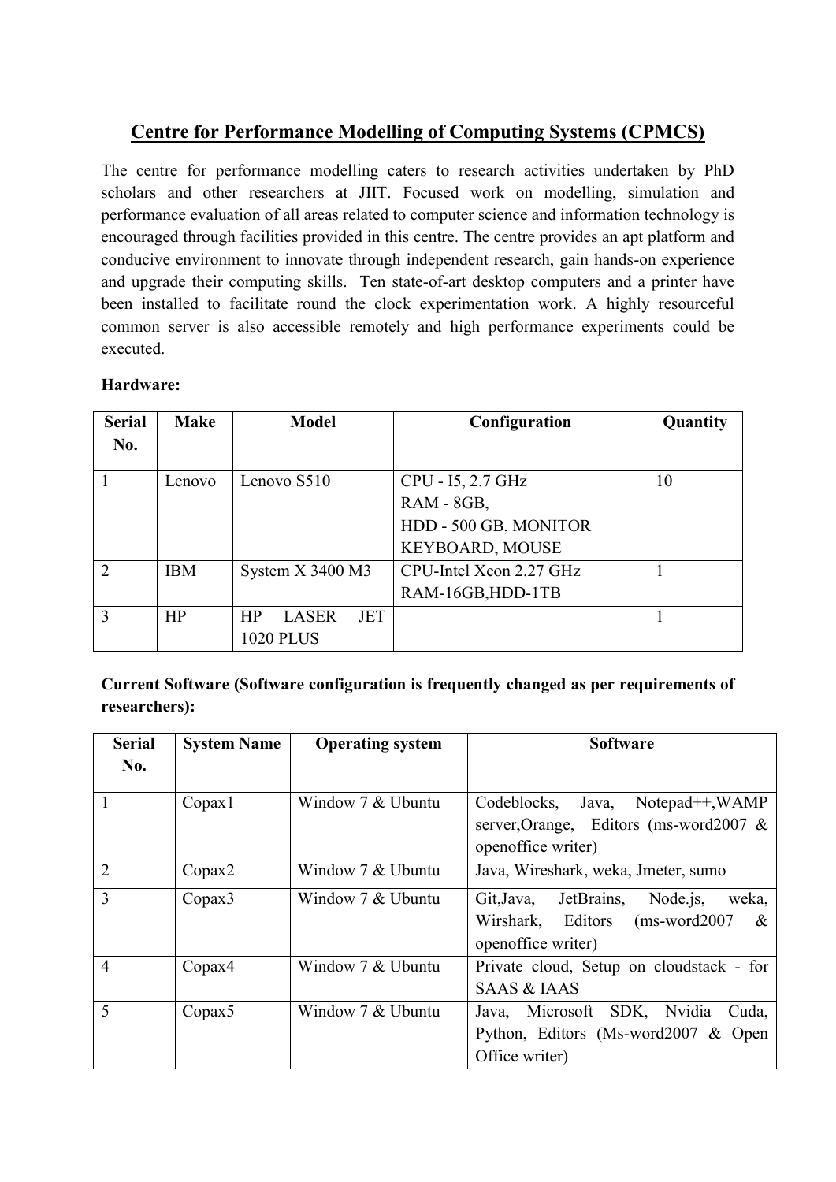# Centre for Performance Modelling of Computing Systems (CPMCS)

The centre for performance modelling caters to research activities undertaken by PhD scholars and other researchers at JIIT. Focused work on modelling, simulation and performance evaluation of all areas related to computer science and information technology is encouraged through facilities provided in this centre. The centre provides an apt platform and conducive environment to innovate through independent research, gain hands-on experience and upgrade their computing skills. Ten state-of-art desktop computers and a printer have been installed to facilitate round the clock experimentation work. A highly resourceful common server is also accessible remotely and high performance experiments could be executed.

**Hardware:**

| Serial No. | Make | Model | Configuration | Quantity |
|---|---|---|---|---|
| 1 | Lenovo | Lenovo S510 | CPU - I5, 2.7 GHz<br>RAM - 8GB,<br>HDD - 500 GB, MONITOR<br>KEYBOARD, MOUSE | 10 |
| 2 | IBM | System X 3400 M3 | CPU-Intel Xeon 2.27 GHz<br>RAM-16GB,HDD-1TB | 1 |
| 3 | HP | HP LASER JET 1020 PLUS | | 1 |

**Current Software (Software configuration is frequently changed as per requirements of researchers):**

| Serial No. | System Name | Operating system | Software |
|---|---|---|---|
| 1 | Copax1 | Window 7 & Ubuntu | Codeblocks, Java, Notepad++,WAMP server,Orange, Editors (ms-word2007 & openoffice writer) |
| 2 | Copax2 | Window 7 & Ubuntu | Java, Wireshark, weka, Jmeter, sumo |
| 3 | Copax3 | Window 7 & Ubuntu | Git,Java, JetBrains, Node.js, weka, Wirshark, Editors (ms-word2007 & openoffice writer) |
| 4 | Copax4 | Window 7 & Ubuntu | Private cloud, Setup on cloudstack - for SAAS & IAAS |
| 5 | Copax5 | Window 7 & Ubuntu | Java, Microsoft SDK, Nvidia Cuda, Python, Editors (Ms-word2007 & Open Office writer) |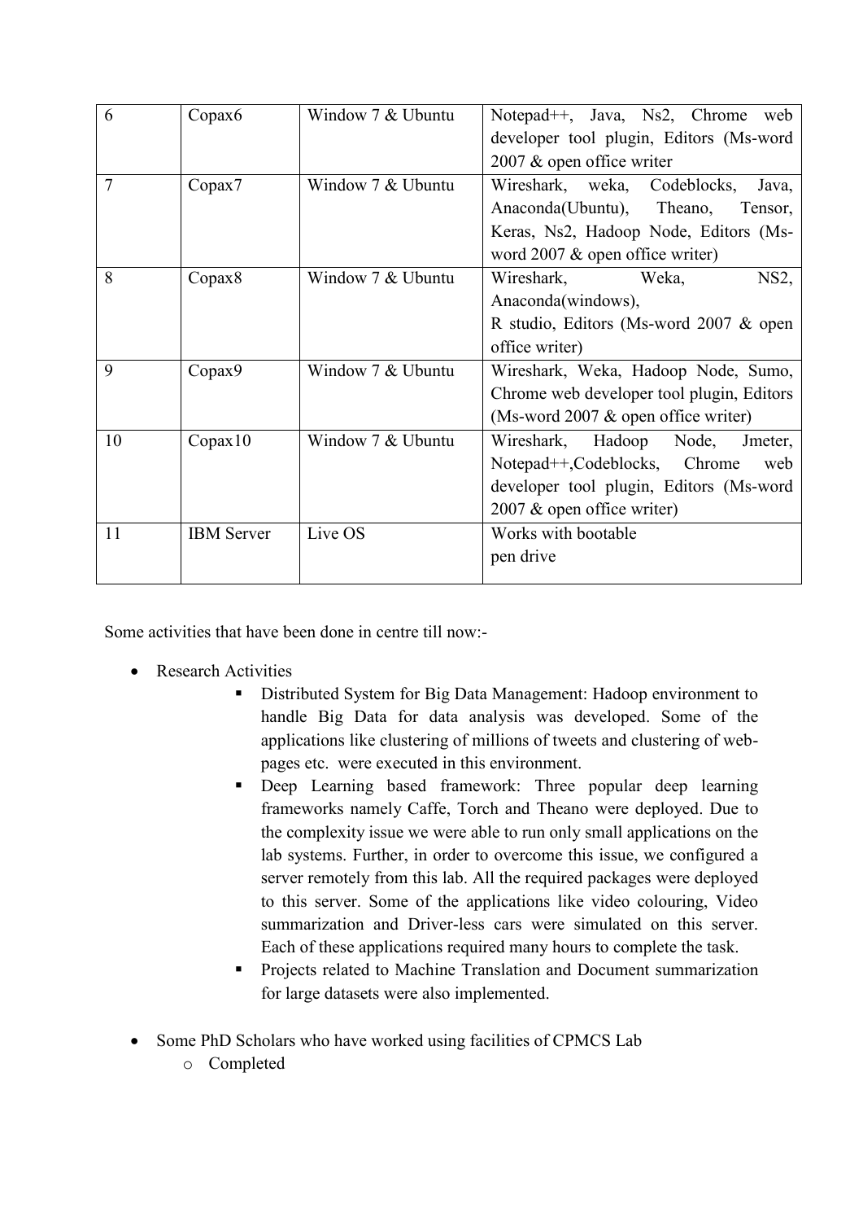| 6 | Copax6 | Window 7 & Ubuntu | Notepad++, Java, Ns2, Chrome web developer tool plugin, Editors (Ms-word 2007 & open office writer |
|---|---|---|---|
| 7 | Copax7 | Window 7 & Ubuntu | Wireshark, weka, Codeblocks, Java, Anaconda(Ubuntu), Theano, Tensor, Keras, Ns2, Hadoop Node, Editors (Ms-word 2007 & open office writer) |
| 8 | Copax8 | Window 7 & Ubuntu | Wireshark, Weka, NS2, Anaconda(windows), R studio, Editors (Ms-word 2007 & open office writer) |
| 9 | Copax9 | Window 7 & Ubuntu | Wireshark, Weka, Hadoop Node, Sumo, Chrome web developer tool plugin, Editors (Ms-word 2007 & open office writer) |
| 10 | Copax10 | Window 7 & Ubuntu | Wireshark, Hadoop Node, Jmeter, Notepad++,Codeblocks, Chrome web developer tool plugin, Editors (Ms-word 2007 & open office writer) |
| 11 | IBM Server | Live OS | Works with bootable pen drive |

Some activities that have been done in centre till now:-

- Research Activities
  - Distributed System for Big Data Management: Hadoop environment to handle Big Data for data analysis was developed. Some of the applications like clustering of millions of tweets and clustering of web-pages etc. were executed in this environment.
  - Deep Learning based framework: Three popular deep learning frameworks namely Caffe, Torch and Theano were deployed. Due to the complexity issue we were able to run only small applications on the lab systems. Further, in order to overcome this issue, we configured a server remotely from this lab. All the required packages were deployed to this server. Some of the applications like video colouring, Video summarization and Driver-less cars were simulated on this server. Each of these applications required many hours to complete the task.
  - Projects related to Machine Translation and Document summarization for large datasets were also implemented.

- Some PhD Scholars who have worked using facilities of CPMCS Lab
  - Completed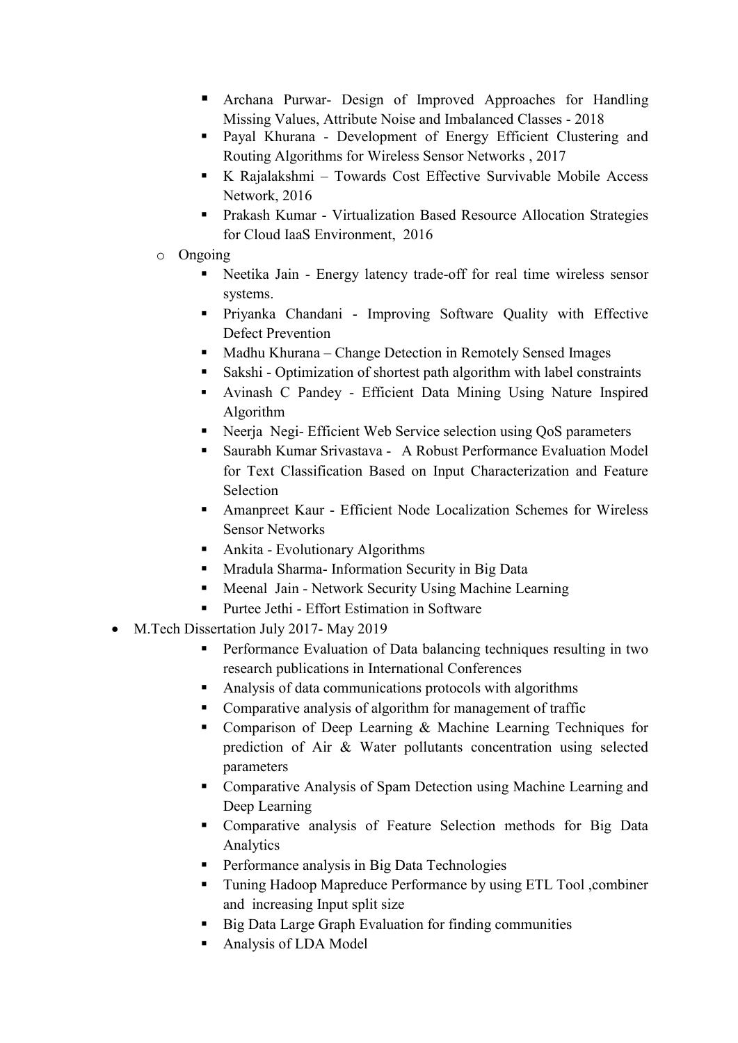- Archana Purwar- Design of Improved Approaches for Handling Missing Values, Attribute Noise and Imbalanced Classes - 2018
    - Payal Khurana - Development of Energy Efficient Clustering and Routing Algorithms for Wireless Sensor Networks , 2017
    - K Rajalakshmi – Towards Cost Effective Survivable Mobile Access Network, 2016
    - Prakash Kumar - Virtualization Based Resource Allocation Strategies for Cloud IaaS Environment, 2016
  - Ongoing
    - Neetika Jain - Energy latency trade-off for real time wireless sensor systems.
    - Priyanka Chandani - Improving Software Quality with Effective Defect Prevention
    - Madhu Khurana – Change Detection in Remotely Sensed Images
    - Sakshi - Optimization of shortest path algorithm with label constraints
    - Avinash C Pandey - Efficient Data Mining Using Nature Inspired Algorithm
    - Neerja Negi- Efficient Web Service selection using QoS parameters
    - Saurabh Kumar Srivastava - A Robust Performance Evaluation Model for Text Classification Based on Input Characterization and Feature Selection
    - Amanpreet Kaur - Efficient Node Localization Schemes for Wireless Sensor Networks
    - Ankita - Evolutionary Algorithms
    - Mradula Sharma- Information Security in Big Data
    - Meenal Jain - Network Security Using Machine Learning
    - Purtee Jethi - Effort Estimation in Software
- M.Tech Dissertation July 2017- May 2019
    - Performance Evaluation of Data balancing techniques resulting in two research publications in International Conferences
    - Analysis of data communications protocols with algorithms
    - Comparative analysis of algorithm for management of traffic
    - Comparison of Deep Learning & Machine Learning Techniques for prediction of Air & Water pollutants concentration using selected parameters
    - Comparative Analysis of Spam Detection using Machine Learning and Deep Learning
    - Comparative analysis of Feature Selection methods for Big Data Analytics
    - Performance analysis in Big Data Technologies
    - Tuning Hadoop Mapreduce Performance by using ETL Tool ,combiner and increasing Input split size
    - Big Data Large Graph Evaluation for finding communities
    - Analysis of LDA Model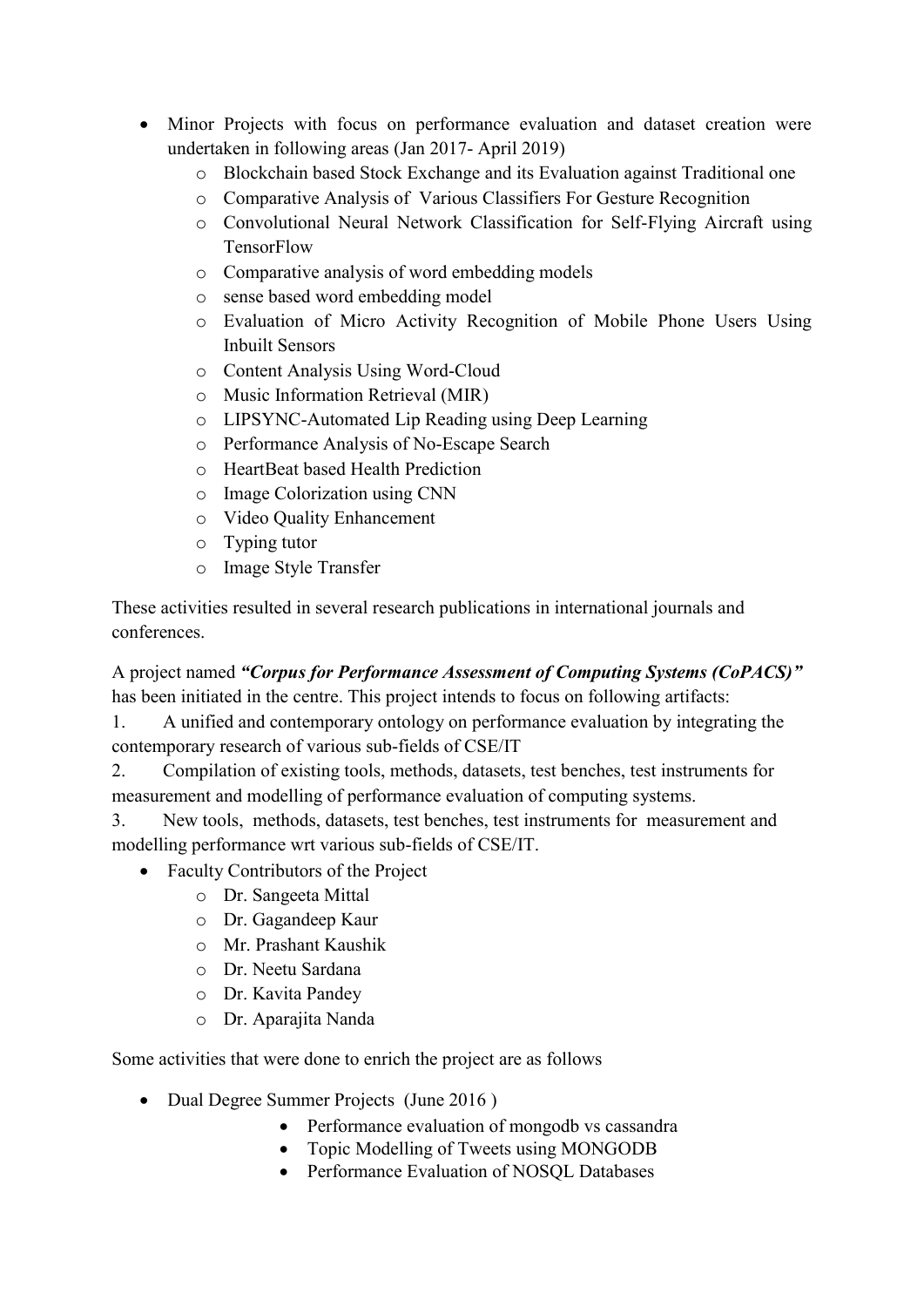- Minor Projects with focus on performance evaluation and dataset creation were undertaken in following areas (Jan 2017- April 2019)
  - Blockchain based Stock Exchange and its Evaluation against Traditional one
  - Comparative Analysis of Various Classifiers For Gesture Recognition
  - Convolutional Neural Network Classification for Self-Flying Aircraft using TensorFlow
  - Comparative analysis of word embedding models
  - sense based word embedding model
  - Evaluation of Micro Activity Recognition of Mobile Phone Users Using Inbuilt Sensors
  - Content Analysis Using Word-Cloud
  - Music Information Retrieval (MIR)
  - LIPSYNC-Automated Lip Reading using Deep Learning
  - Performance Analysis of No-Escape Search
  - HeartBeat based Health Prediction
  - Image Colorization using CNN
  - Video Quality Enhancement
  - Typing tutor
  - Image Style Transfer

These activities resulted in several research publications in international journals and conferences.

A project named ***"Corpus for Performance Assessment of Computing Systems (CoPACS)"*** has been initiated in the centre. This project intends to focus on following artifacts:

1. A unified and contemporary ontology on performance evaluation by integrating the contemporary research of various sub-fields of CSE/IT
2. Compilation of existing tools, methods, datasets, test benches, test instruments for measurement and modelling of performance evaluation of computing systems.
3. New tools, methods, datasets, test benches, test instruments for measurement and modelling performance wrt various sub-fields of CSE/IT.

- Faculty Contributors of the Project
  - Dr. Sangeeta Mittal
  - Dr. Gagandeep Kaur
  - Mr. Prashant Kaushik
  - Dr. Neetu Sardana
  - Dr. Kavita Pandey
  - Dr. Aparajita Nanda

Some activities that were done to enrich the project are as follows

- Dual Degree Summer Projects (June 2016 )
  - Performance evaluation of mongodb vs cassandra
  - Topic Modelling of Tweets using MONGODB
  - Performance Evaluation of NOSQL Databases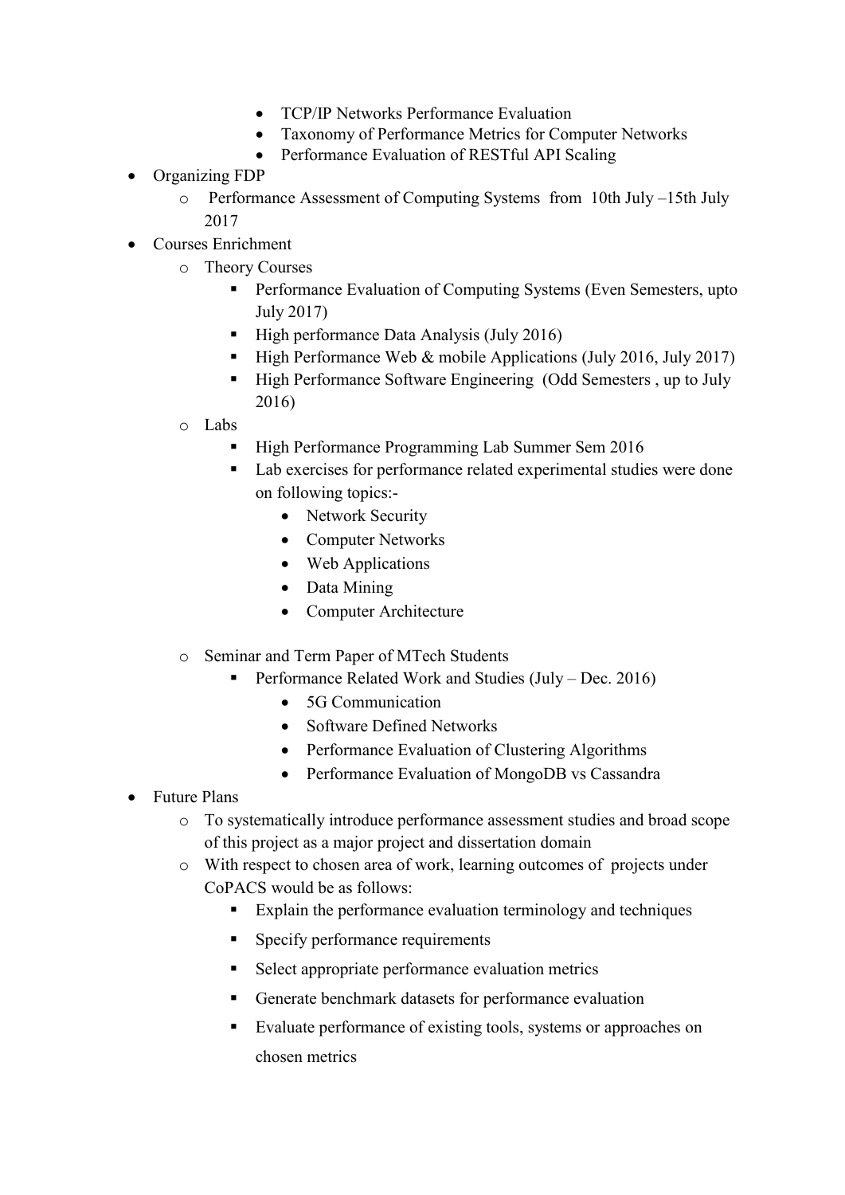- TCP/IP Networks Performance Evaluation
        - Taxonomy of Performance Metrics for Computer Networks
        - Performance Evaluation of RESTful API Scaling

- Organizing FDP
  - Performance Assessment of Computing Systems from 10th July –15th July 2017
- Courses Enrichment
  - Theory Courses
    - Performance Evaluation of Computing Systems (Even Semesters, upto July 2017)
    - High performance Data Analysis (July 2016)
    - High Performance Web & mobile Applications (July 2016, July 2017)
    - High Performance Software Engineering (Odd Semesters , up to July 2016)
  - Labs
    - High Performance Programming Lab Summer Sem 2016
    - Lab exercises for performance related experimental studies were done on following topics:-
      - Network Security
      - Computer Networks
      - Web Applications
      - Data Mining
      - Computer Architecture
  - Seminar and Term Paper of MTech Students
    - Performance Related Work and Studies (July – Dec. 2016)
      - 5G Communication
      - Software Defined Networks
      - Performance Evaluation of Clustering Algorithms
      - Performance Evaluation of MongoDB vs Cassandra
- Future Plans
  - To systematically introduce performance assessment studies and broad scope of this project as a major project and dissertation domain
  - With respect to chosen area of work, learning outcomes of projects under CoPACS would be as follows:
    - Explain the performance evaluation terminology and techniques
    - Specify performance requirements
    - Select appropriate performance evaluation metrics
    - Generate benchmark datasets for performance evaluation
    - Evaluate performance of existing tools, systems or approaches on chosen metrics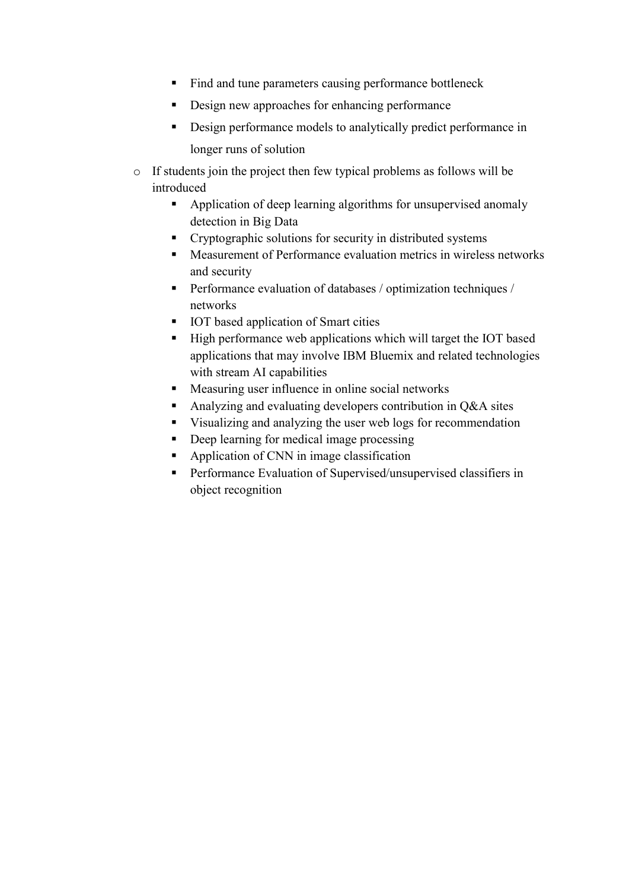- Find and tune parameters causing performance bottleneck
    - Design new approaches for enhancing performance
    - Design performance models to analytically predict performance in longer runs of solution
- If students join the project then few typical problems as follows will be introduced
    - Application of deep learning algorithms for unsupervised anomaly detection in Big Data
    - Cryptographic solutions for security in distributed systems
    - Measurement of Performance evaluation metrics in wireless networks and security
    - Performance evaluation of databases / optimization techniques / networks
    - IOT based application of Smart cities
    - High performance web applications which will target the IOT based applications that may involve IBM Bluemix and related technologies with stream AI capabilities
    - Measuring user influence in online social networks
    - Analyzing and evaluating developers contribution in Q&A sites
    - Visualizing and analyzing the user web logs for recommendation
    - Deep learning for medical image processing
    - Application of CNN in image classification
    - Performance Evaluation of Supervised/unsupervised classifiers in object recognition